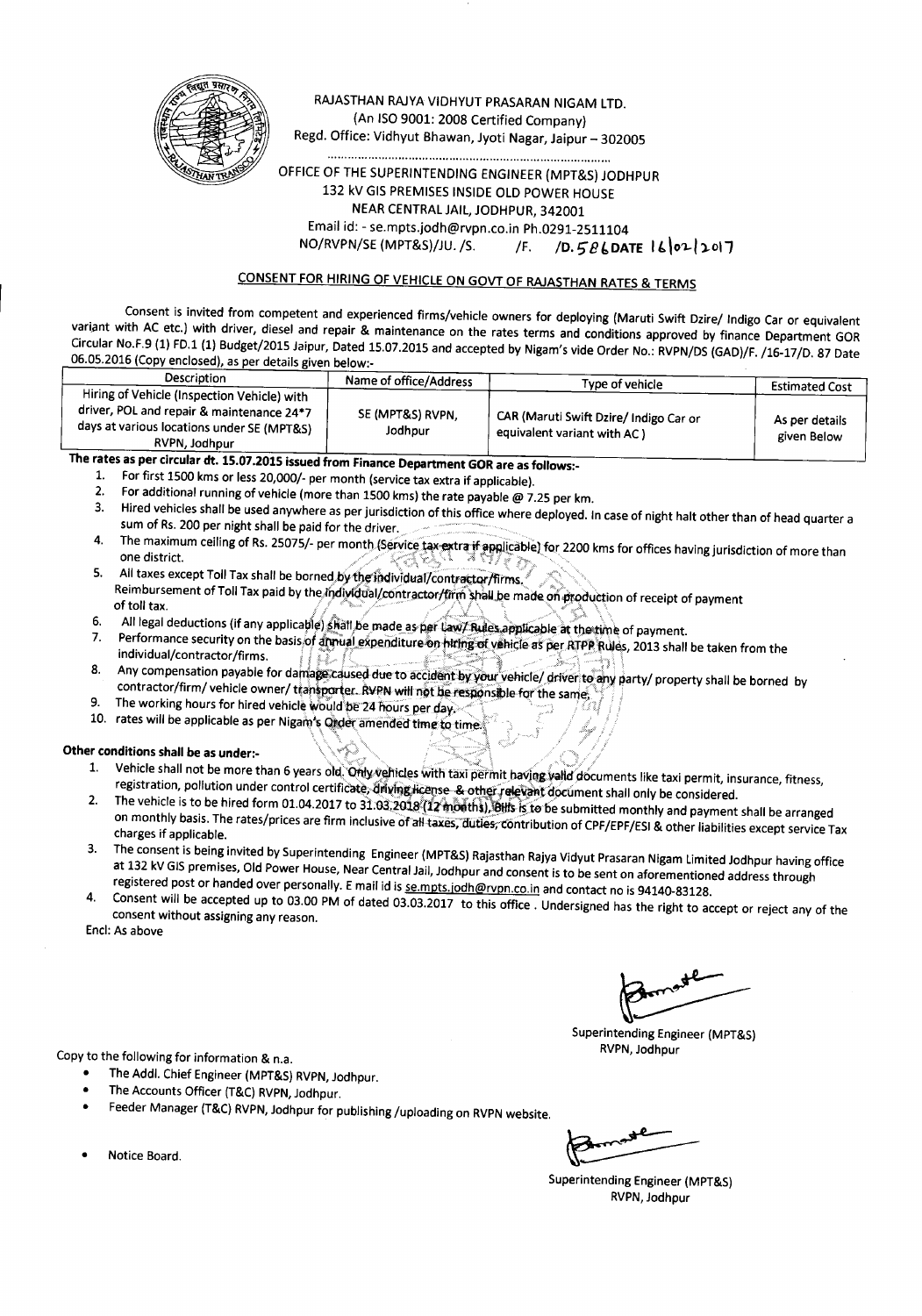RAJASTHAN RAJYA VIDHYUT PRASARAN NIGAM LTD.
(An ISO 9001: 2008 Certified Company)
Regd. Office: Vidhyut Bhawan, Jyoti Nagar, Jaipur – 302005

.................................................................................

OFFICE OF THE SUPERINTENDING ENGINEER (MPT&S) JODHPUR
132 kV GIS PREMISES INSIDE OLD POWER HOUSE
NEAR CENTRAL JAIL, JODHPUR, 342001
Email id: - se.mpts.jodh@rvpn.co.in Ph.0291-2511104
NO/RVPN/SE (MPT&S)/JU. /S. /F. /D. 586 DATE 16/02/2017

## CONSENT FOR HIRING OF VEHICLE ON GOVT OF RAJASTHAN RATES & TERMS

Consent is invited from competent and experienced firms/vehicle owners for deploying (Maruti Swift Dzire/ Indigo Car or equivalent variant with AC etc.) with driver, diesel and repair & maintenance on the rates terms and conditions approved by finance Department GOR Circular No.F.9 (1) FD.1 (1) Budget/2015 Jaipur, Dated 15.07.2015 and accepted by Nigam's vide Order No.: RVPN/DS (GAD)/F. /16-17/D. 87 Date 06.05.2016 (Copy enclosed), as per details given below:-

| Description | Name of office/Address | Type of vehicle | Estimated Cost |
|---|---|---|---|
| Hiring of Vehicle (Inspection Vehicle) with driver, POL and repair & maintenance 24*7 days at various locations under SE (MPT&S) RVPN, Jodhpur | SE (MPT&S) RVPN, Jodhpur | CAR (Maruti Swift Dzire/ Indigo Car or equivalent variant with AC ) | As per details given Below |

**The rates as per circular dt. 15.07.2015 issued from Finance Department GOR are as follows:-**

1. For first 1500 kms or less 20,000/- per month (service tax extra if applicable).
2. For additional running of vehicle (more than 1500 kms) the rate payable @ 7.25 per km.
3. Hired vehicles shall be used anywhere as per jurisdiction of this office where deployed. In case of night halt other than of head quarter a sum of Rs. 200 per night shall be paid for the driver.
4. The maximum ceiling of Rs. 25075/- per month (Service tax extra if applicable) for 2200 kms for offices having jurisdiction of more than one district.
5. All taxes except Toll Tax shall be borned by the individual/contractor/firms.
   Reimbursement of Toll Tax paid by the individual/contractor/firm shall be made on production of receipt of payment of toll tax.
6. All legal deductions (if any applicable) shall be made as per Law/ Rules applicable at the time of payment.
7. Performance security on the basis of annual expenditure on hiring of vehicle as per RTPP Rules, 2013 shall be taken from the individual/contractor/firms.
8. Any compensation payable for damage caused due to accident by your vehicle/ driver to any party/ property shall be borned by contractor/firm/ vehicle owner/ transporter. RVPN will not be responsible for the same.
9. The working hours for hired vehicle would be 24 hours per day.
10. rates will be applicable as per Nigam's Order amended time to time.

**Other conditions shall be as under:-**

1. Vehicle shall not be more than 6 years old. Only vehicles with taxi permit having valid documents like taxi permit, insurance, fitness, registration, pollution under control certificate, driving license & other relevant document shall only be considered.
2. The vehicle is to be hired form 01.04.2017 to 31.03.2018 (12 months), Bills is to be submitted monthly and payment shall be arranged on monthly basis. The rates/prices are firm inclusive of all taxes, duties, contribution of CPF/EPF/ESI & other liabilities except service Tax charges if applicable.
3. The consent is being invited by Superintending Engineer (MPT&S) Rajasthan Rajya Vidyut Prasaran Nigam Limited Jodhpur having office at 132 kV GIS premises, Old Power House, Near Central Jail, Jodhpur and consent is to be sent on aforementioned address through registered post or handed over personally. E mail id is se.mpts.jodh@rvpn.co.in and contact no is 94140-83128.
4. Consent will be accepted up to 03.00 PM of dated 03.03.2017 to this office. Undersigned has the right to accept or reject any of the consent without assigning any reason.

Encl: As above

Superintending Engineer (MPT&S)
RVPN, Jodhpur

Copy to the following for information & n.a.

- The Addl. Chief Engineer (MPT&S) RVPN, Jodhpur.
- The Accounts Officer (T&C) RVPN, Jodhpur.
- Feeder Manager (T&C) RVPN, Jodhpur for publishing /uploading on RVPN website.
- Notice Board.

Superintending Engineer (MPT&S)
RVPN, Jodhpur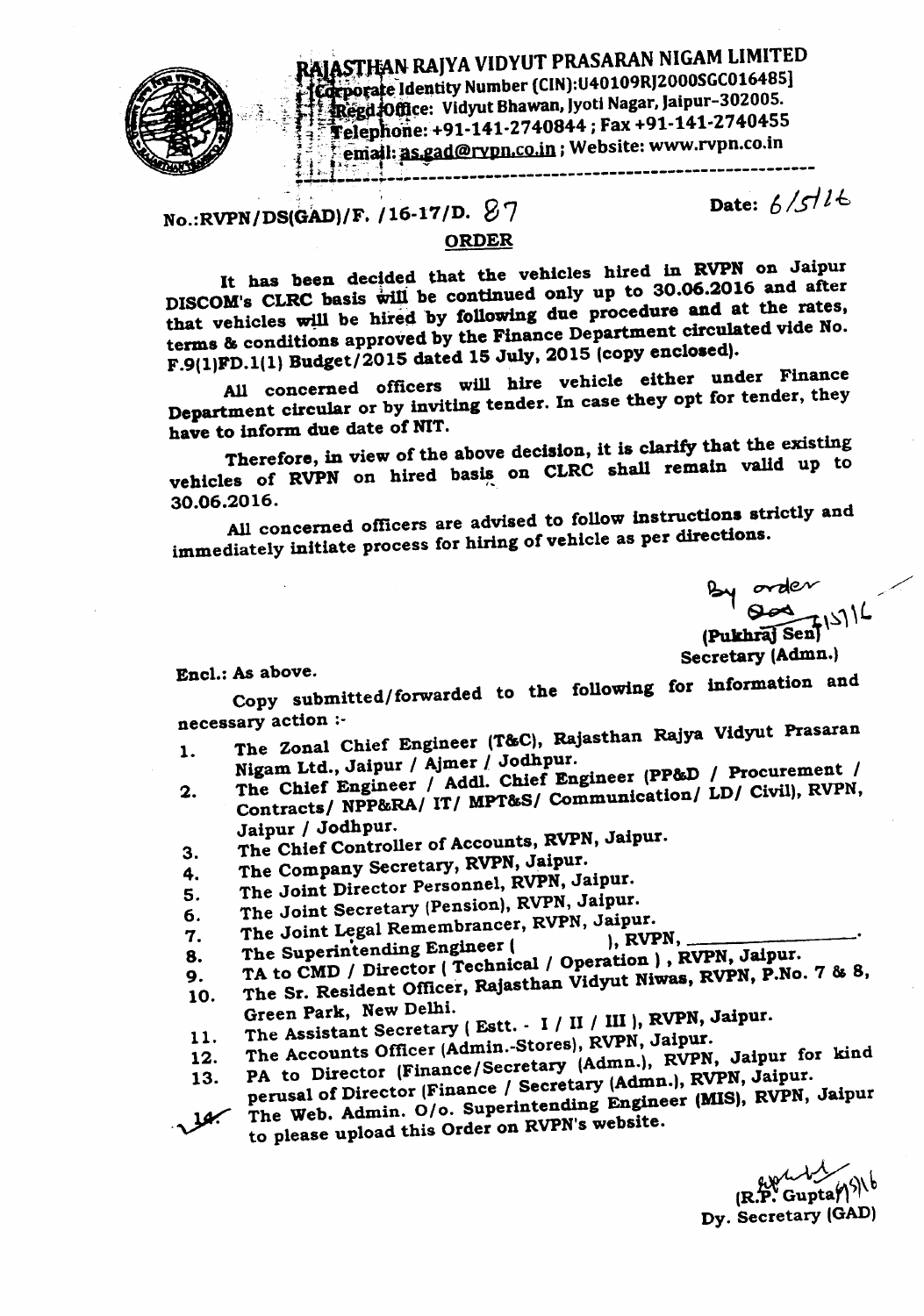# RAJASTHAN RAJYA VIDYUT PRASARAN NIGAM LIMITED

[Corporate Identity Number (CIN):U40109RJ2000SGC016485]
Regd Office: Vidyut Bhawan, Jyoti Nagar, Jaipur-302005.
Telephone: +91-141-2740844 ; Fax +91-141-2740455
email: as.gad@rvpn.co.in ; Website: www.rvpn.co.in

No.:RVPN/DS(GAD)/F. /16-17/D. 87 Date: 6/5/16

## ORDER

It has been decided that the vehicles hired in RVPN on Jaipur DISCOM's CLRC basis will be continued only up to 30.06.2016 and after that vehicles will be hired by following due procedure and at the rates, terms & conditions approved by the Finance Department circulated vide No. F.9(1)FD.1(1) Budget/2015 dated 15 July, 2015 (copy enclosed).

All concerned officers will hire vehicle either under Finance Department circular or by inviting tender. In case they opt for tender, they have to inform due date of NIT.

Therefore, in view of the above decision, it is clarify that the existing vehicles of RVPN on hired basis on CLRC shall remain valid up to 30.06.2016.

All concerned officers are advised to follow instructions strictly and immediately initiate process for hiring of vehicle as per directions.

By order
6/5/16
(Pukhraj Sen)
Secretary (Admn.)

Encl.: As above.

Copy submitted/forwarded to the following for information and necessary action :-

1. The Zonal Chief Engineer (T&C), Rajasthan Rajya Vidyut Prasaran Nigam Ltd., Jaipur / Ajmer / Jodhpur.
2. The Chief Engineer / Addl. Chief Engineer (PP&D / Procurement / Contracts/ NPP&RA/ IT/ MPT&S/ Communication/ LD/ Civil), RVPN, Jaipur / Jodhpur.
3. The Chief Controller of Accounts, RVPN, Jaipur.
4. The Company Secretary, RVPN, Jaipur.
5. The Joint Director Personnel, RVPN, Jaipur.
6. The Joint Secretary (Pension), RVPN, Jaipur.
7. The Joint Legal Remembrancer, RVPN, Jaipur.
8. The Superintending Engineer ( ), RVPN, \_\_\_\_\_\_\_\_\_\_.
9. TA to CMD / Director ( Technical / Operation ) , RVPN, Jaipur.
10. The Sr. Resident Officer, Rajasthan Vidyut Niwas, RVPN, P.No. 7 & 8, Green Park, New Delhi.
11. The Assistant Secretary ( Estt. - I / II / III ), RVPN, Jaipur.
12. The Accounts Officer (Admin.-Stores), RVPN, Jaipur.
13. PA to Director (Finance/Secretary (Admn.), RVPN, Jaipur for kind perusal of Director (Finance / Secretary (Admn.), RVPN, Jaipur.
14. The Web. Admin. O/o. Superintending Engineer (MIS), RVPN, Jaipur to please upload this Order on RVPN's website.

6/5/16
(R.P. Gupta)
Dy. Secretary (GAD)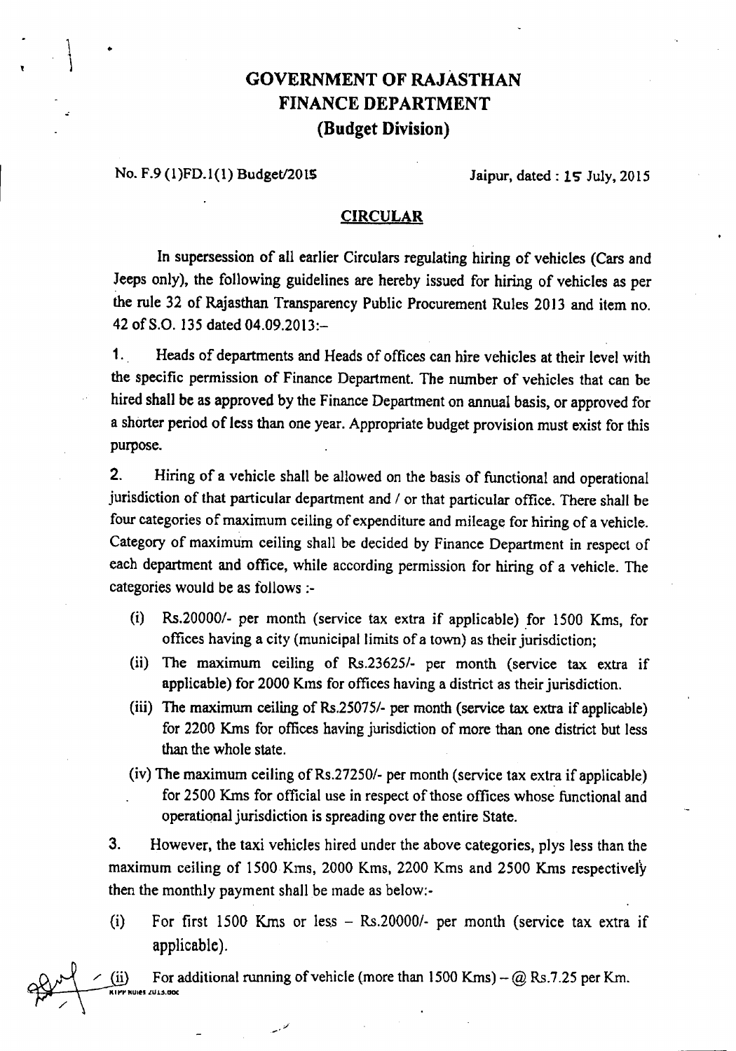# GOVERNMENT OF RAJASTHAN
# FINANCE DEPARTMENT
## (Budget Division)

No. F.9 (1)FD.1(1) Budget/2015 Jaipur, dated : 15 July, 2015

### CIRCULAR

In supersession of all earlier Circulars regulating hiring of vehicles (Cars and Jeeps only), the following guidelines are hereby issued for hiring of vehicles as per the rule 32 of Rajasthan Transparency Public Procurement Rules 2013 and item no. 42 of S.O. 135 dated 04.09.2013:-

1. Heads of departments and Heads of offices can hire vehicles at their level with the specific permission of Finance Department. The number of vehicles that can be hired shall be as approved by the Finance Department on annual basis, or approved for a shorter period of less than one year. Appropriate budget provision must exist for this purpose.

2. Hiring of a vehicle shall be allowed on the basis of functional and operational jurisdiction of that particular department and / or that particular office. There shall be four categories of maximum ceiling of expenditure and mileage for hiring of a vehicle. Category of maximum ceiling shall be decided by Finance Department in respect of each department and office, while according permission for hiring of a vehicle. The categories would be as follows :-

   (i) Rs.20000/- per month (service tax extra if applicable) for 1500 Kms, for offices having a city (municipal limits of a town) as their jurisdiction;

   (ii) The maximum ceiling of Rs.23625/- per month (service tax extra if applicable) for 2000 Kms for offices having a district as their jurisdiction.

   (iii) The maximum ceiling of Rs.25075/- per month (service tax extra if applicable) for 2200 Kms for offices having jurisdiction of more than one district but less than the whole state.

   (iv) The maximum ceiling of Rs.27250/- per month (service tax extra if applicable) for 2500 Kms for official use in respect of those offices whose functional and operational jurisdiction is spreading over the entire State.

3. However, the taxi vehicles hired under the above categories, plys less than the maximum ceiling of 1500 Kms, 2000 Kms, 2200 Kms and 2500 Kms respectively then the monthly payment shall be made as below:-

   (i) For first 1500 Kms or less – Rs.20000/- per month (service tax extra if applicable).

   (ii) For additional running of vehicle (more than 1500 Kms) – @ Rs.7.25 per Km.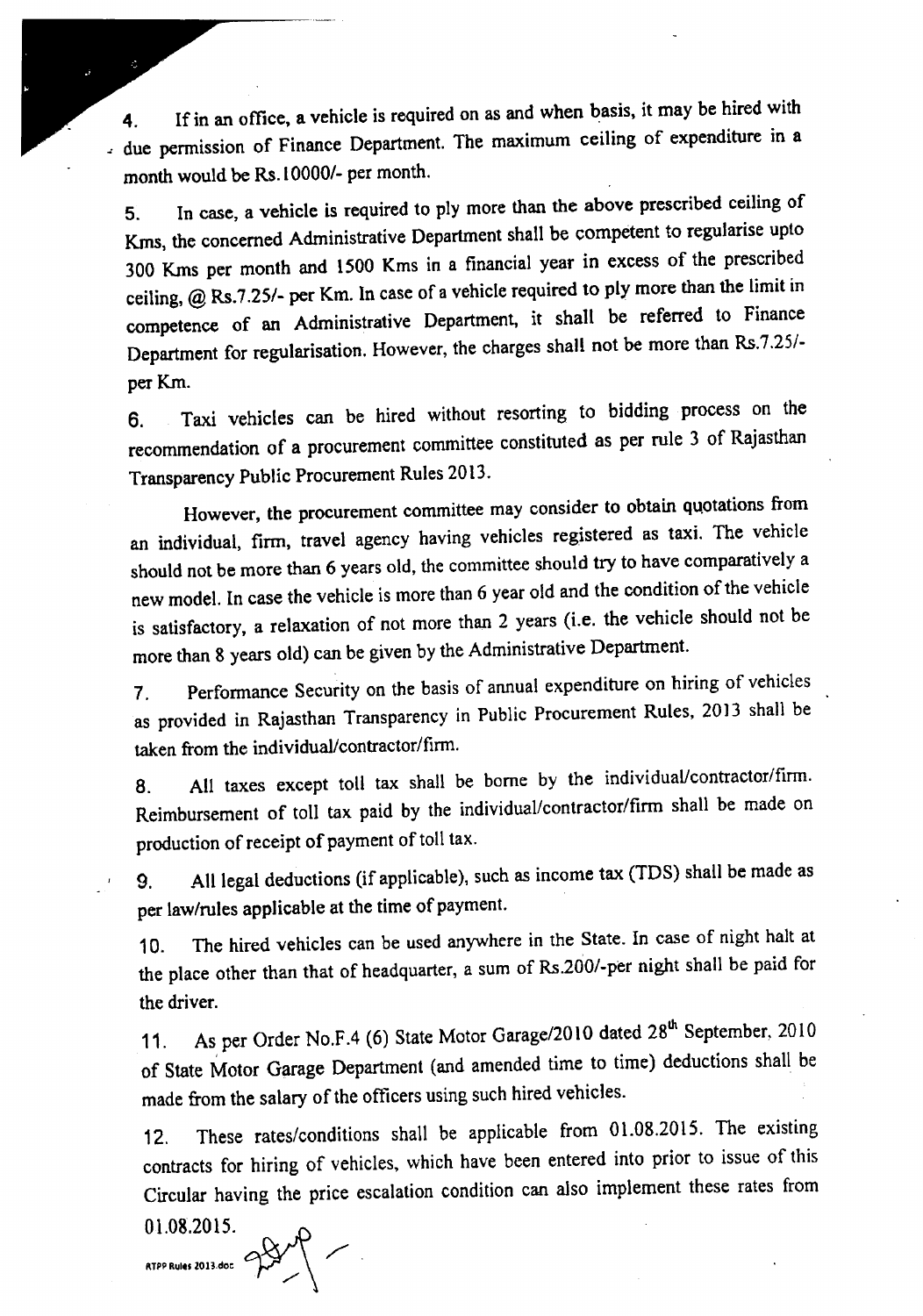4. If in an office, a vehicle is required on as and when basis, it may be hired with due permission of Finance Department. The maximum ceiling of expenditure in a month would be Rs.10000/- per month.

5. In case, a vehicle is required to ply more than the above prescribed ceiling of Kms, the concerned Administrative Department shall be competent to regularise upto 300 Kms per month and 1500 Kms in a financial year in excess of the prescribed ceiling, @ Rs.7.25/- per Km. In case of a vehicle required to ply more than the limit in competence of an Administrative Department, it shall be referred to Finance Department for regularisation. However, the charges shall not be more than Rs.7.25/- per Km.

6. Taxi vehicles can be hired without resorting to bidding process on the recommendation of a procurement committee constituted as per rule 3 of Rajasthan Transparency Public Procurement Rules 2013.

However, the procurement committee may consider to obtain quotations from an individual, firm, travel agency having vehicles registered as taxi. The vehicle should not be more than 6 years old, the committee should try to have comparatively a new model. In case the vehicle is more than 6 year old and the condition of the vehicle is satisfactory, a relaxation of not more than 2 years (i.e. the vehicle should not be more than 8 years old) can be given by the Administrative Department.

7. Performance Security on the basis of annual expenditure on hiring of vehicles as provided in Rajasthan Transparency in Public Procurement Rules, 2013 shall be taken from the individual/contractor/firm.

8. All taxes except toll tax shall be borne by the individual/contractor/firm. Reimbursement of toll tax paid by the individual/contractor/firm shall be made on production of receipt of payment of toll tax.

9. All legal deductions (if applicable), such as income tax (TDS) shall be made as per law/rules applicable at the time of payment.

10. The hired vehicles can be used anywhere in the State. In case of night halt at the place other than that of headquarter, a sum of Rs.200/-per night shall be paid for the driver.

11. As per Order No.F.4 (6) State Motor Garage/2010 dated 28th September, 2010 of State Motor Garage Department (and amended time to time) deductions shall be made from the salary of the officers using such hired vehicles.

12. These rates/conditions shall be applicable from 01.08.2015. The existing contracts for hiring of vehicles, which have been entered into prior to issue of this Circular having the price escalation condition can also implement these rates from 01.08.2015.

RTPP Rules 2013.doc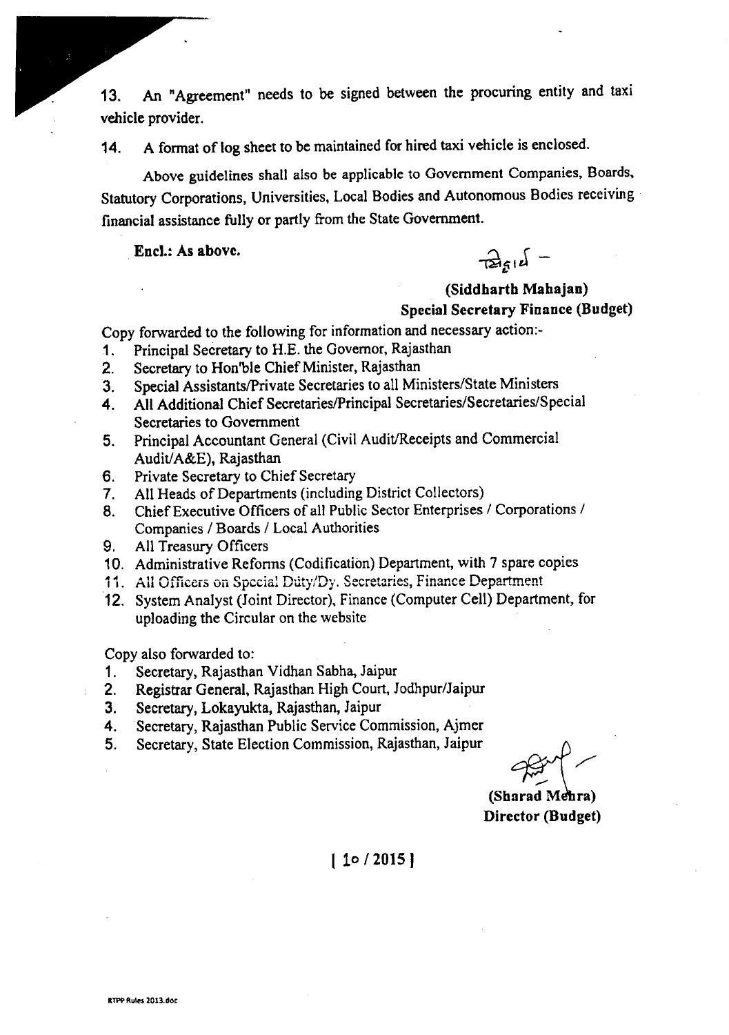13. An "Agreement" needs to be signed between the procuring entity and taxi vehicle provider.

14. A format of log sheet to be maintained for hired taxi vehicle is enclosed.

Above guidelines shall also be applicable to Government Companies, Boards, Statutory Corporations, Universities, Local Bodies and Autonomous Bodies receiving financial assistance fully or partly from the State Government.

**Encl.: As above.**

**(Siddharth Mahajan)**
**Special Secretary Finance (Budget)**

Copy forwarded to the following for information and necessary action:-

1. Principal Secretary to H.E. the Governor, Rajasthan
2. Secretary to Hon'ble Chief Minister, Rajasthan
3. Special Assistants/Private Secretaries to all Ministers/State Ministers
4. All Additional Chief Secretaries/Principal Secretaries/Secretaries/Special Secretaries to Government
5. Principal Accountant General (Civil Audit/Receipts and Commercial Audit/A&E), Rajasthan
6. Private Secretary to Chief Secretary
7. All Heads of Departments (including District Collectors)
8. Chief Executive Officers of all Public Sector Enterprises / Corporations / Companies / Boards / Local Authorities
9. All Treasury Officers
10. Administrative Reforms (Codification) Department, with 7 spare copies
11. All Officers on Special Duty/Dy. Secretaries, Finance Department
12. System Analyst (Joint Director), Finance (Computer Cell) Department, for uploading the Circular on the website

Copy also forwarded to:

1. Secretary, Rajasthan Vidhan Sabha, Jaipur
2. Registrar General, Rajasthan High Court, Jodhpur/Jaipur
3. Secretary, Lokayukta, Rajasthan, Jaipur
4. Secretary, Rajasthan Public Service Commission, Ajmer
5. Secretary, State Election Commission, Rajasthan, Jaipur

**(Sharad Mehra)**
**Director (Budget)**

**[ 10 / 2015 ]**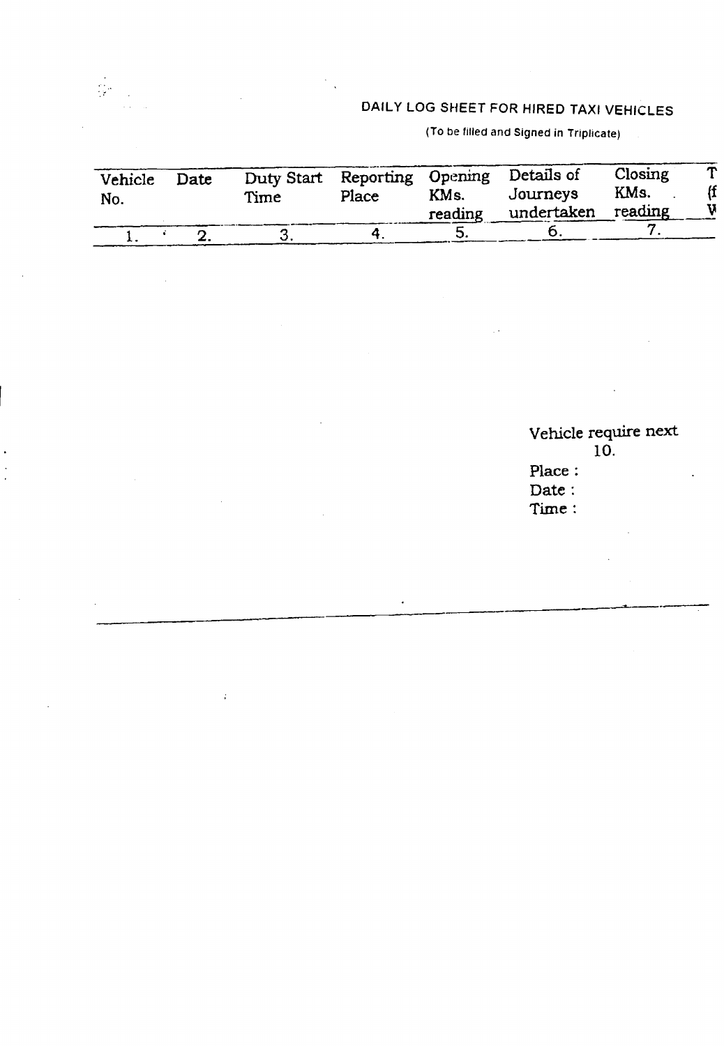# DAILY LOG SHEET FOR HIRED TAXI VEHICLES

(To be filled and Signed in Triplicate)

| Vehicle No. | Date | Duty Start Time | Reporting Place | Opening KMs. reading | Details of Journeys undertaken | Closing KMs. reading | T (f V |
|---|---|---|---|---|---|---|---|
| 1. | 2. | 3. | 4. | 5. | 6. | 7. | |

Vehicle require next
10.

Place :
Date :
Time :